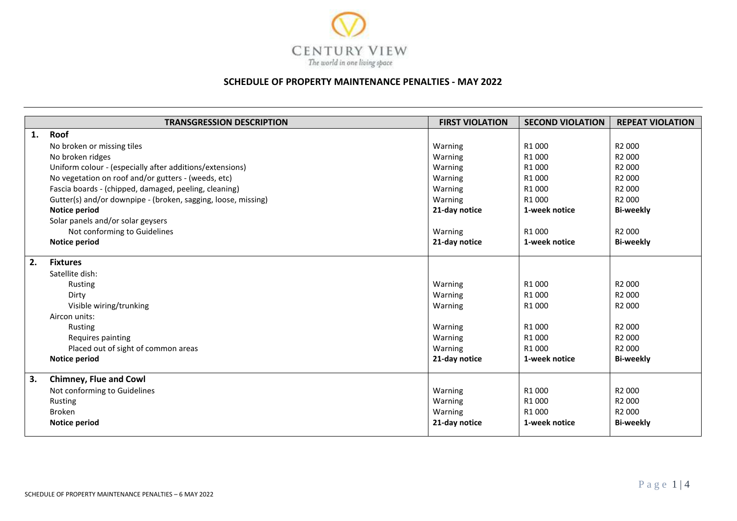CENTURY VIEW

*The world in one living space*

## SCHEDULE OF PROPERTY MAINTENANCE PENALTIES - MAY 2022

| | TRANSGRESSION DESCRIPTION | FIRST VIOLATION | SECOND VIOLATION | REPEAT VIOLATION |
|---|---|---|---|---|
| **1.** | **Roof** | | | |
| | No broken or missing tiles | Warning | R1 000 | R2 000 |
| | No broken ridges | Warning | R1 000 | R2 000 |
| | Uniform colour - (especially after additions/extensions) | Warning | R1 000 | R2 000 |
| | No vegetation on roof and/or gutters - (weeds, etc) | Warning | R1 000 | R2 000 |
| | Fascia boards - (chipped, damaged, peeling, cleaning) | Warning | R1 000 | R2 000 |
| | Gutter(s) and/or downpipe - (broken, sagging, loose, missing) | Warning | R1 000 | R2 000 |
| | **Notice period** | **21-day notice** | **1-week notice** | **Bi-weekly** |
| | Solar panels and/or solar geysers | | | |
| | Not conforming to Guidelines | Warning | R1 000 | R2 000 |
| | **Notice period** | **21-day notice** | **1-week notice** | **Bi-weekly** |
| **2.** | **Fixtures** | | | |
| | Satellite dish: | | | |
| | Rusting | Warning | R1 000 | R2 000 |
| | Dirty | Warning | R1 000 | R2 000 |
| | Visible wiring/trunking | Warning | R1 000 | R2 000 |
| | Aircon units: | | | |
| | Rusting | Warning | R1 000 | R2 000 |
| | Requires painting | Warning | R1 000 | R2 000 |
| | Placed out of sight of common areas | Warning | R1 000 | R2 000 |
| | **Notice period** | **21-day notice** | **1-week notice** | **Bi-weekly** |
| **3.** | **Chimney, Flue and Cowl** | | | |
| | Not conforming to Guidelines | Warning | R1 000 | R2 000 |
| | Rusting | Warning | R1 000 | R2 000 |
| | Broken | Warning | R1 000 | R2 000 |
| | **Notice period** | **21-day notice** | **1-week notice** | **Bi-weekly** |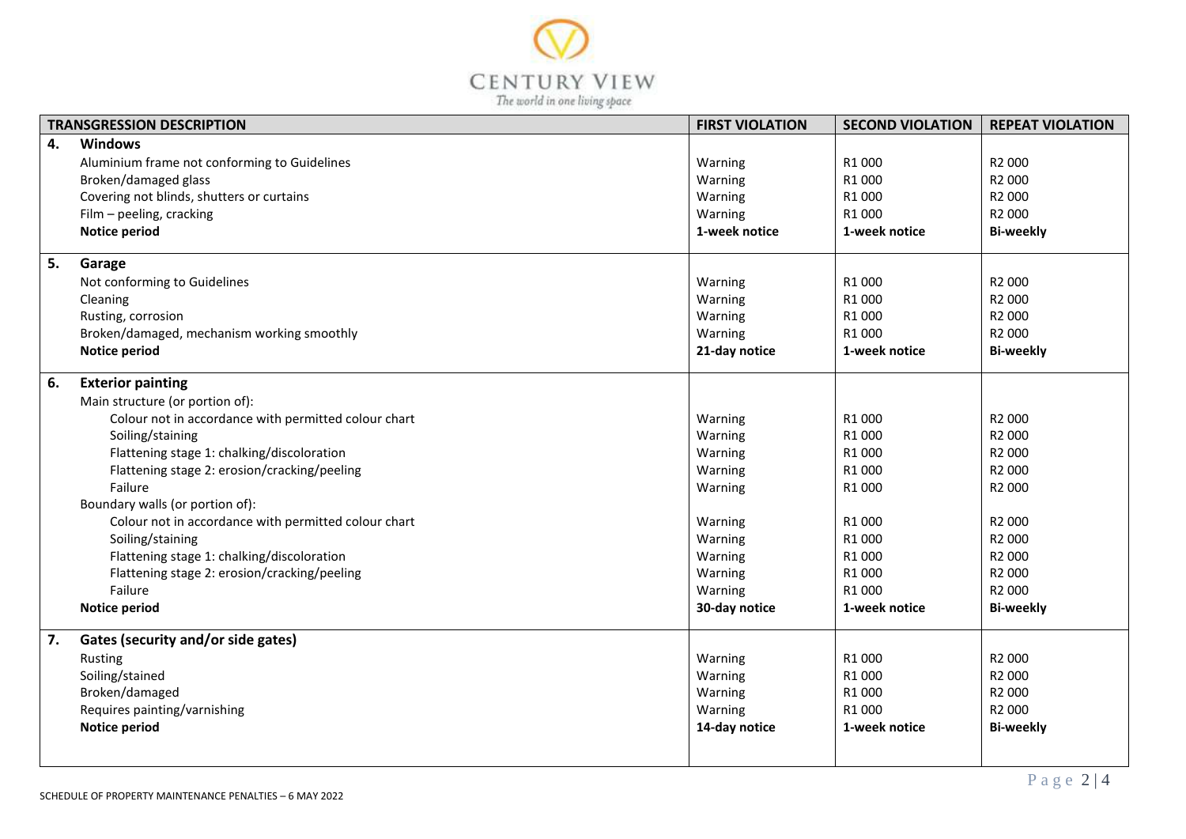| TRANSGRESSION DESCRIPTION | FIRST VIOLATION | SECOND VIOLATION | REPEAT VIOLATION |
|---|---|---|---|
| **4. Windows** | | | |
| Aluminium frame not conforming to Guidelines | Warning | R1 000 | R2 000 |
| Broken/damaged glass | Warning | R1 000 | R2 000 |
| Covering not blinds, shutters or curtains | Warning | R1 000 | R2 000 |
| Film – peeling, cracking | Warning | R1 000 | R2 000 |
| **Notice period** | **1-week notice** | **1-week notice** | **Bi-weekly** |
| **5. Garage** | | | |
| Not conforming to Guidelines | Warning | R1 000 | R2 000 |
| Cleaning | Warning | R1 000 | R2 000 |
| Rusting, corrosion | Warning | R1 000 | R2 000 |
| Broken/damaged, mechanism working smoothly | Warning | R1 000 | R2 000 |
| **Notice period** | **21-day notice** | **1-week notice** | **Bi-weekly** |
| **6. Exterior painting** | | | |
| Main structure (or portion of): | | | |
| Colour not in accordance with permitted colour chart | Warning | R1 000 | R2 000 |
| Soiling/staining | Warning | R1 000 | R2 000 |
| Flattening stage 1: chalking/discoloration | Warning | R1 000 | R2 000 |
| Flattening stage 2: erosion/cracking/peeling | Warning | R1 000 | R2 000 |
| Failure | Warning | R1 000 | R2 000 |
| Boundary walls (or portion of): | | | |
| Colour not in accordance with permitted colour chart | Warning | R1 000 | R2 000 |
| Soiling/staining | Warning | R1 000 | R2 000 |
| Flattening stage 1: chalking/discoloration | Warning | R1 000 | R2 000 |
| Flattening stage 2: erosion/cracking/peeling | Warning | R1 000 | R2 000 |
| Failure | Warning | R1 000 | R2 000 |
| **Notice period** | **30-day notice** | **1-week notice** | **Bi-weekly** |
| **7. Gates (security and/or side gates)** | | | |
| Rusting | Warning | R1 000 | R2 000 |
| Soiling/stained | Warning | R1 000 | R2 000 |
| Broken/damaged | Warning | R1 000 | R2 000 |
| Requires painting/varnishing | Warning | R1 000 | R2 000 |
| **Notice period** | **14-day notice** | **1-week notice** | **Bi-weekly** |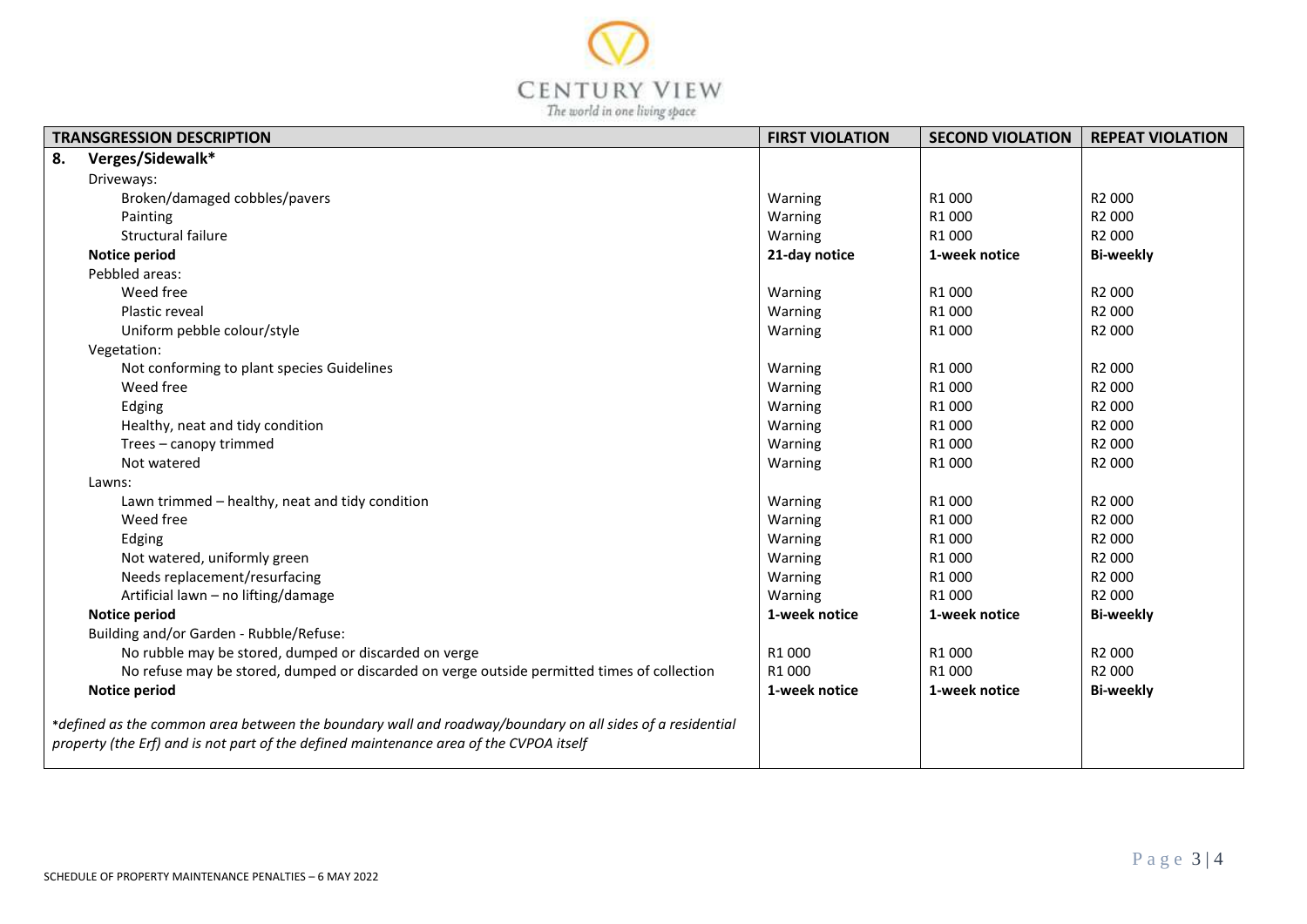| TRANSGRESSION DESCRIPTION | FIRST VIOLATION | SECOND VIOLATION | REPEAT VIOLATION |
|---|---|---|---|
| **8. Verges/Sidewalk*** | | | |
| Driveways: | | | |
| Broken/damaged cobbles/pavers | Warning | R1 000 | R2 000 |
| Painting | Warning | R1 000 | R2 000 |
| Structural failure | Warning | R1 000 | R2 000 |
| **Notice period** | **21-day notice** | **1-week notice** | **Bi-weekly** |
| Pebbled areas: | | | |
| Weed free | Warning | R1 000 | R2 000 |
| Plastic reveal | Warning | R1 000 | R2 000 |
| Uniform pebble colour/style | Warning | R1 000 | R2 000 |
| Vegetation: | | | |
| Not conforming to plant species Guidelines | Warning | R1 000 | R2 000 |
| Weed free | Warning | R1 000 | R2 000 |
| Edging | Warning | R1 000 | R2 000 |
| Healthy, neat and tidy condition | Warning | R1 000 | R2 000 |
| Trees – canopy trimmed | Warning | R1 000 | R2 000 |
| Not watered | Warning | R1 000 | R2 000 |
| Lawns: | | | |
| Lawn trimmed – healthy, neat and tidy condition | Warning | R1 000 | R2 000 |
| Weed free | Warning | R1 000 | R2 000 |
| Edging | Warning | R1 000 | R2 000 |
| Not watered, uniformly green | Warning | R1 000 | R2 000 |
| Needs replacement/resurfacing | Warning | R1 000 | R2 000 |
| Artificial lawn – no lifting/damage | Warning | R1 000 | R2 000 |
| **Notice period** | **1-week notice** | **1-week notice** | **Bi-weekly** |
| Building and/or Garden - Rubble/Refuse: | | | |
| No rubble may be stored, dumped or discarded on verge | R1 000 | R1 000 | R2 000 |
| No refuse may be stored, dumped or discarded on verge outside permitted times of collection | R1 000 | R1 000 | R2 000 |
| **Notice period** | **1-week notice** | **1-week notice** | **Bi-weekly** |
| **defined as the common area between the boundary wall and roadway/boundary on all sides of a residential property (the Erf) and is not part of the defined maintenance area of the CVPOA itself* | | | |

SCHEDULE OF PROPERTY MAINTENANCE PENALTIES – 6 MAY 2022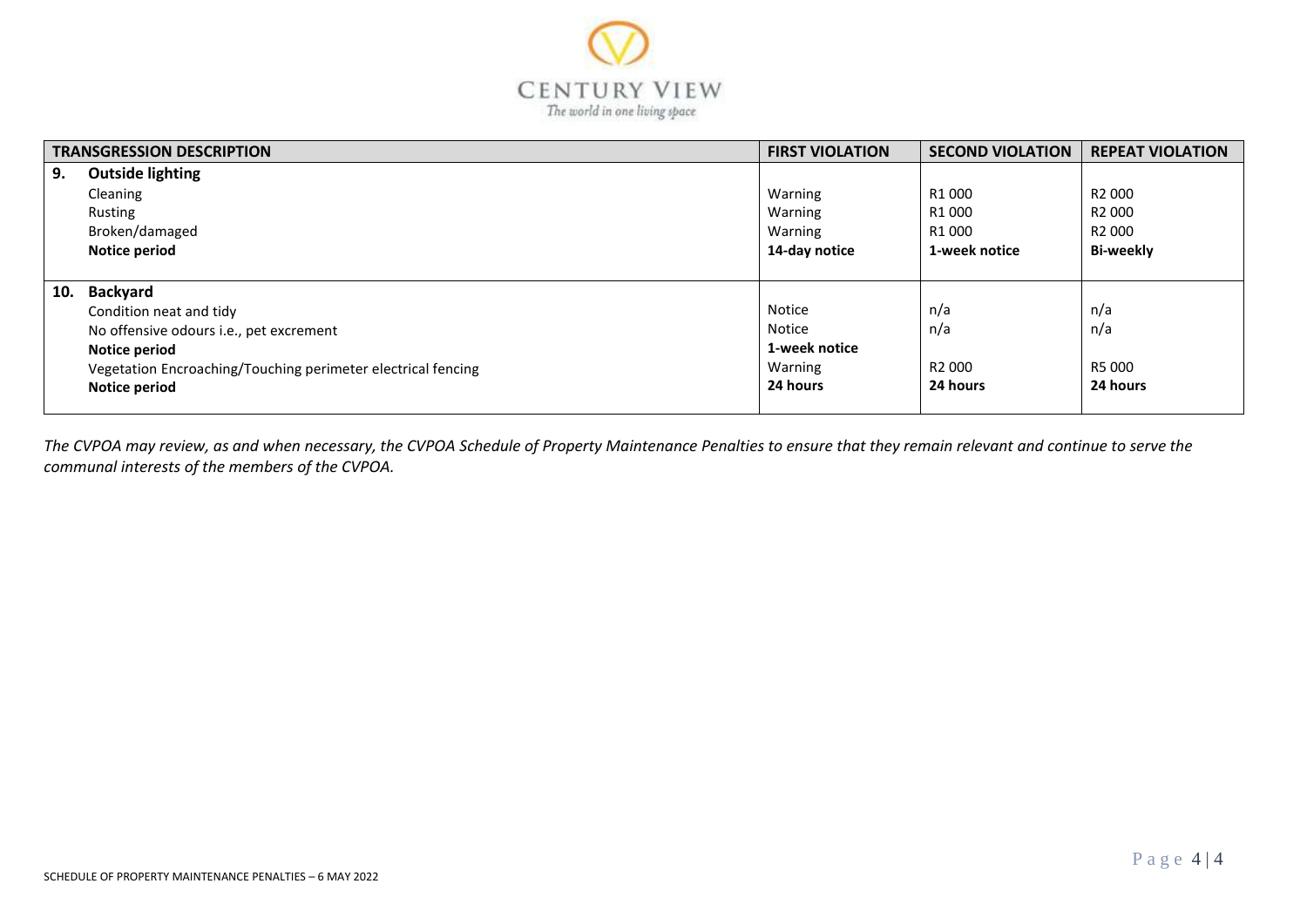| TRANSGRESSION DESCRIPTION | FIRST VIOLATION | SECOND VIOLATION | REPEAT VIOLATION |
|---|---|---|---|
| **9. Outside lighting** | | | |
| Cleaning | Warning | R1 000 | R2 000 |
| Rusting | Warning | R1 000 | R2 000 |
| Broken/damaged | Warning | R1 000 | R2 000 |
| **Notice period** | **14-day notice** | **1-week notice** | **Bi-weekly** |
| **10. Backyard** | | | |
| Condition neat and tidy | Notice | n/a | n/a |
| No offensive odours i.e., pet excrement | Notice | n/a | n/a |
| **Notice period** | **1-week notice** | | |
| Vegetation Encroaching/Touching perimeter electrical fencing | Warning | R2 000 | R5 000 |
| **Notice period** | **24 hours** | **24 hours** | **24 hours** |

*The CVPOA may review, as and when necessary, the CVPOA Schedule of Property Maintenance Penalties to ensure that they remain relevant and continue to serve the communal interests of the members of the CVPOA.*